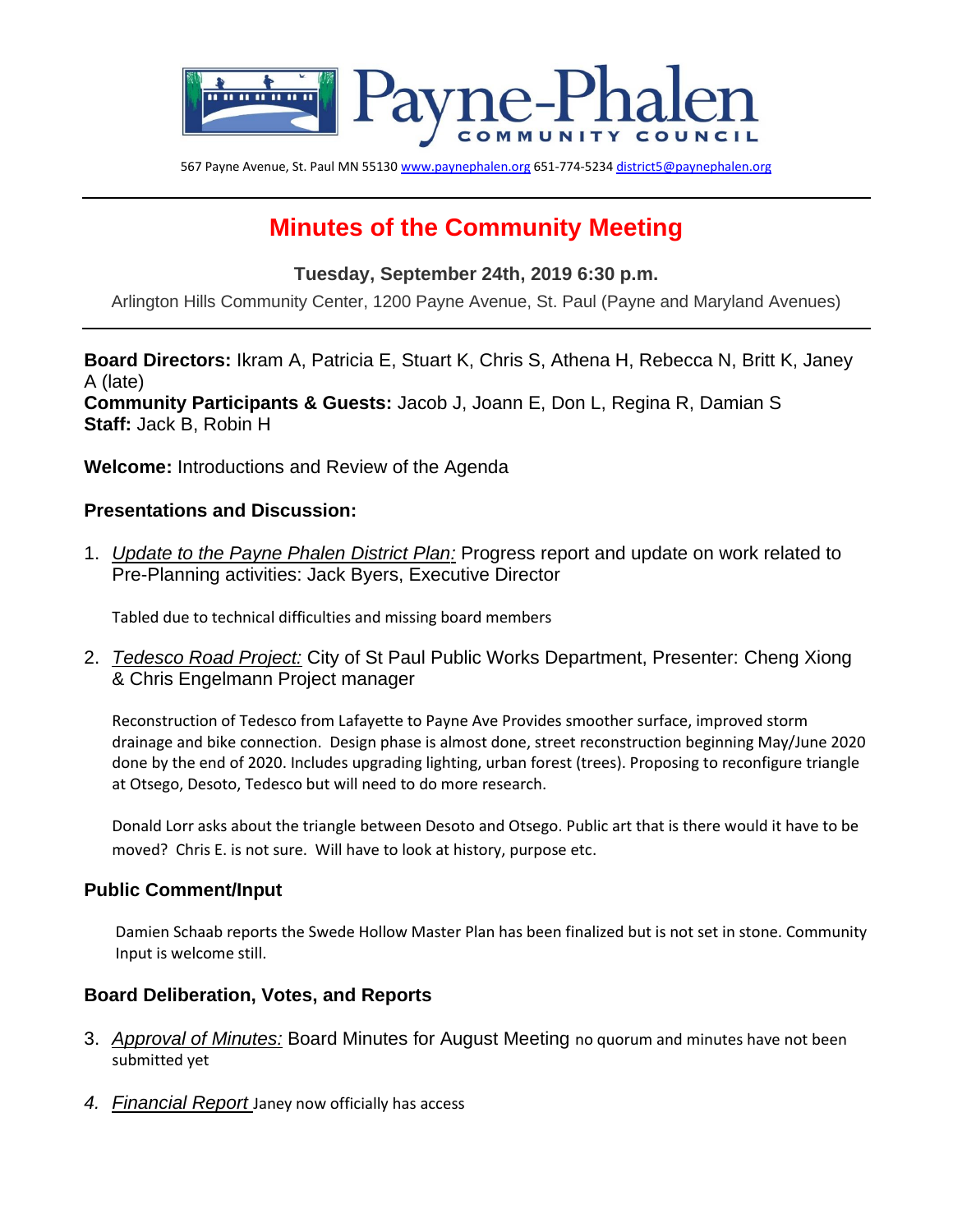Payne-Phalen COMMUNITY COUNCIL

567 Payne Avenue, St. Paul MN 55130 www.paynephalen.org 651-774-5234 district5@paynephalen.org

# Minutes of the Community Meeting

### Tuesday, September 24th, 2019 6:30 p.m.

Arlington Hills Community Center, 1200 Payne Avenue, St. Paul (Payne and Maryland Avenues)

**Board Directors:** Ikram A, Patricia E, Stuart K, Chris S, Athena H, Rebecca N, Britt K, Janey A (late)
**Community Participants & Guests:** Jacob J, Joann E, Don L, Regina R, Damian S
**Staff:** Jack B, Robin H

**Welcome:** Introductions and Review of the Agenda

### Presentations and Discussion:

1. *Update to the Payne Phalen District Plan:* Progress report and update on work related to Pre-Planning activities: Jack Byers, Executive Director

   Tabled due to technical difficulties and missing board members

2. *Tedesco Road Project:* City of St Paul Public Works Department, Presenter: Cheng Xiong & Chris Engelmann Project manager

   Reconstruction of Tedesco from Lafayette to Payne Ave Provides smoother surface, improved storm drainage and bike connection. Design phase is almost done, street reconstruction beginning May/June 2020 done by the end of 2020. Includes upgrading lighting, urban forest (trees). Proposing to reconfigure triangle at Otsego, Desoto, Tedesco but will need to do more research.

   Donald Lorr asks about the triangle between Desoto and Otsego. Public art that is there would it have to be moved? Chris E. is not sure. Will have to look at history, purpose etc.

### Public Comment/Input

Damien Schaab reports the Swede Hollow Master Plan has been finalized but is not set in stone. Community Input is welcome still.

### Board Deliberation, Votes, and Reports

3. *Approval of Minutes:* Board Minutes for August Meeting no quorum and minutes have not been submitted yet

4. *Financial Report* Janey now officially has access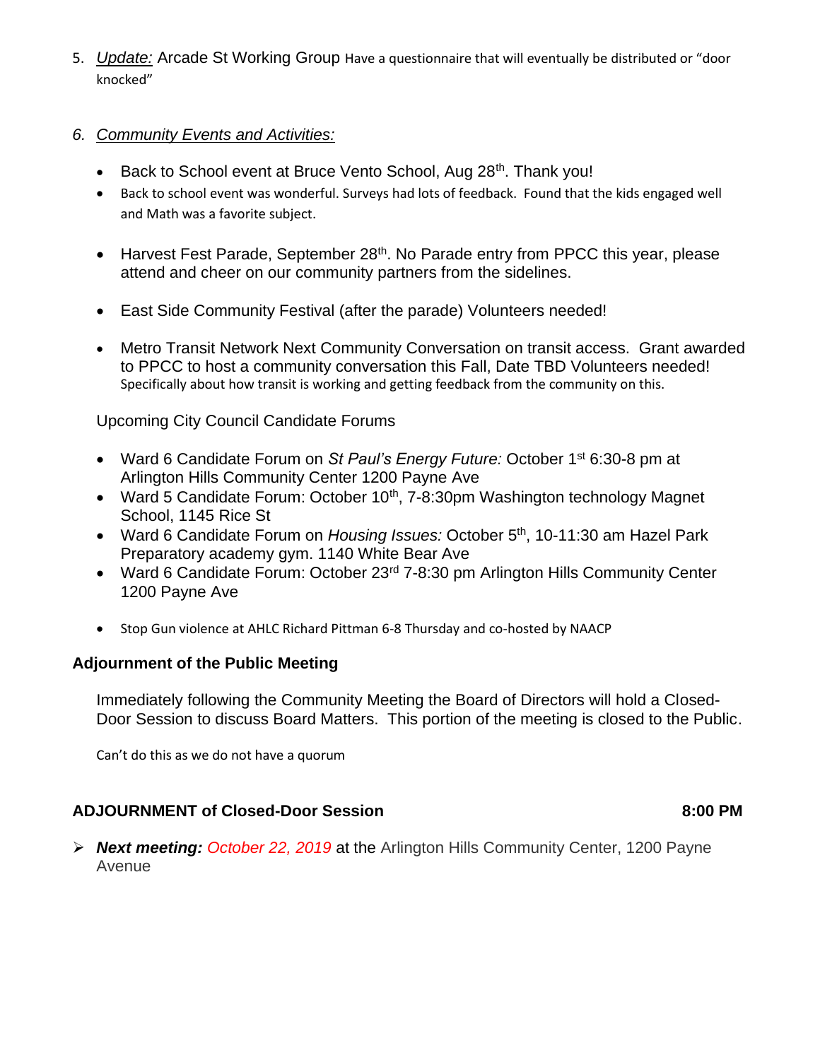5. *Update:* Arcade St Working Group Have a questionnaire that will eventually be distributed or "door knocked"

6. *Community Events and Activities:*

- Back to School event at Bruce Vento School, Aug 28th. Thank you!
- Back to school event was wonderful. Surveys had lots of feedback. Found that the kids engaged well and Math was a favorite subject.

- Harvest Fest Parade, September 28th. No Parade entry from PPCC this year, please attend and cheer on our community partners from the sidelines.

- East Side Community Festival (after the parade) Volunteers needed!

- Metro Transit Network Next Community Conversation on transit access. Grant awarded to PPCC to host a community conversation this Fall, Date TBD Volunteers needed! Specifically about how transit is working and getting feedback from the community on this.

Upcoming City Council Candidate Forums

- Ward 6 Candidate Forum on *St Paul's Energy Future:* October 1st 6:30-8 pm at Arlington Hills Community Center 1200 Payne Ave
- Ward 5 Candidate Forum: October 10th, 7-8:30pm Washington technology Magnet School, 1145 Rice St
- Ward 6 Candidate Forum on *Housing Issues:* October 5th, 10-11:30 am Hazel Park Preparatory academy gym. 1140 White Bear Ave
- Ward 6 Candidate Forum: October 23rd 7-8:30 pm Arlington Hills Community Center 1200 Payne Ave

- Stop Gun violence at AHLC Richard Pittman 6-8 Thursday and co-hosted by NAACP

**Adjournment of the Public Meeting**

Immediately following the Community Meeting the Board of Directors will hold a Closed-Door Session to discuss Board Matters. This portion of the meeting is closed to the Public.

Can't do this as we do not have a quorum

**ADJOURNMENT of Closed-Door Session** **8:00 PM**

- ***Next meeting:*** *October 22, 2019* at the Arlington Hills Community Center, 1200 Payne Avenue